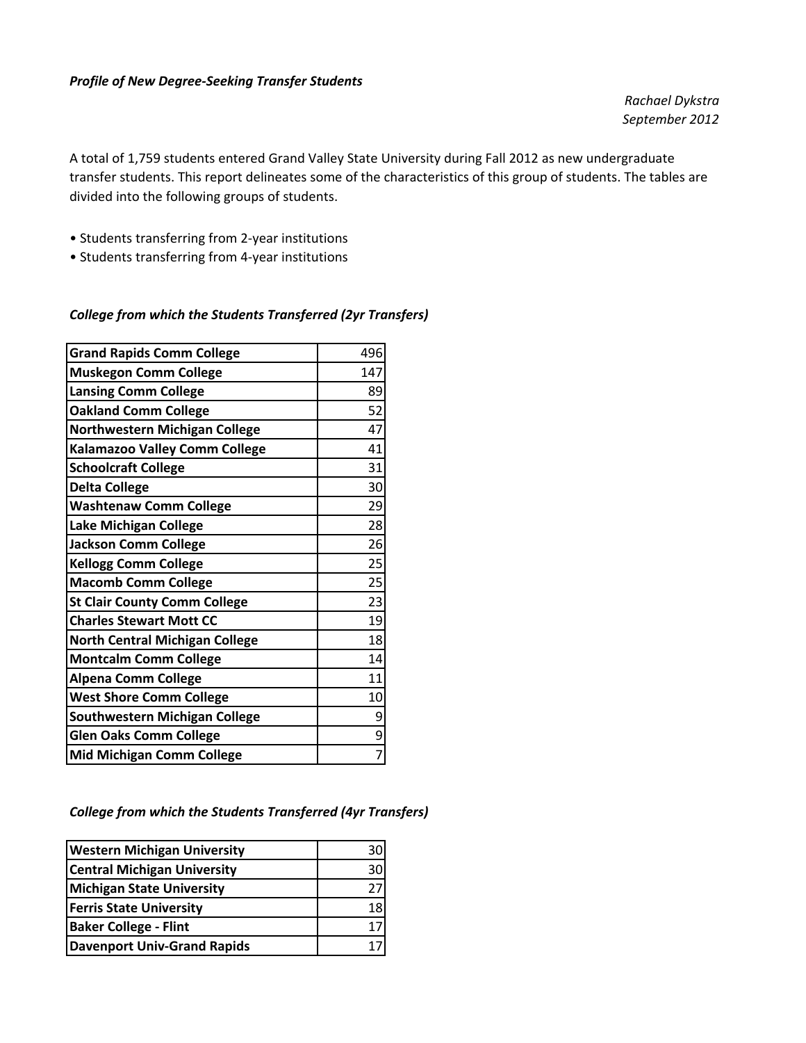*Profile of New Degree-Seeking Transfer Students*

*Rachael Dykstra*
*September 2012*

A total of 1,759 students entered Grand Valley State University during Fall 2012 as new undergraduate transfer students. This report delineates some of the characteristics of this group of students. The tables are divided into the following groups of students.

- Students transferring from 2-year institutions
- Students transferring from 4-year institutions

*College from which the Students Transferred (2yr Transfers)*

| | |
|---|---|
| **Grand Rapids Comm College** | 496 |
| **Muskegon Comm College** | 147 |
| **Lansing Comm College** | 89 |
| **Oakland Comm College** | 52 |
| **Northwestern Michigan College** | 47 |
| **Kalamazoo Valley Comm College** | 41 |
| **Schoolcraft College** | 31 |
| **Delta College** | 30 |
| **Washtenaw Comm College** | 29 |
| **Lake Michigan College** | 28 |
| **Jackson Comm College** | 26 |
| **Kellogg Comm College** | 25 |
| **Macomb Comm College** | 25 |
| **St Clair County Comm College** | 23 |
| **Charles Stewart Mott CC** | 19 |
| **North Central Michigan College** | 18 |
| **Montcalm Comm College** | 14 |
| **Alpena Comm College** | 11 |
| **West Shore Comm College** | 10 |
| **Southwestern Michigan College** | 9 |
| **Glen Oaks Comm College** | 9 |
| **Mid Michigan Comm College** | 7 |

*College from which the Students Transferred (4yr Transfers)*

| | |
|---|---|
| **Western Michigan University** | 30 |
| **Central Michigan University** | 30 |
| **Michigan State University** | 27 |
| **Ferris State University** | 18 |
| **Baker College - Flint** | 17 |
| **Davenport Univ-Grand Rapids** | 17 |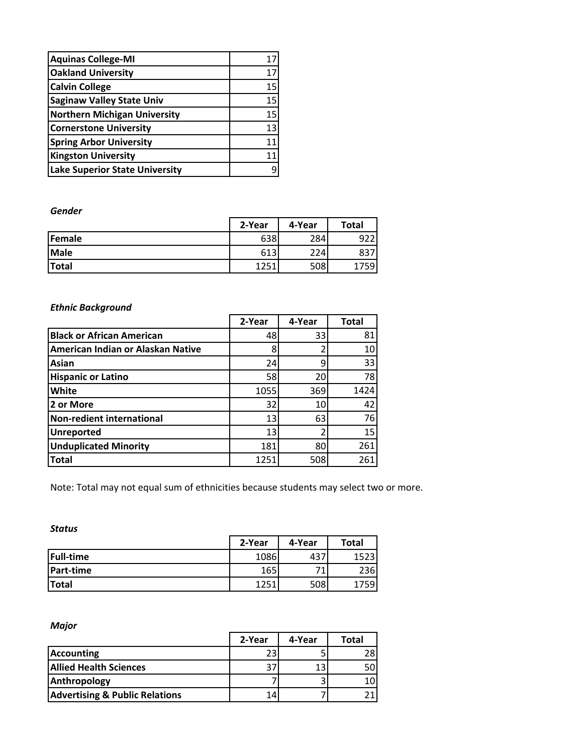| | |
|---|---|
| **Aquinas College-MI** | 17 |
| **Oakland University** | 17 |
| **Calvin College** | 15 |
| **Saginaw Valley State Univ** | 15 |
| **Northern Michigan University** | 15 |
| **Cornerstone University** | 13 |
| **Spring Arbor University** | 11 |
| **Kingston University** | 11 |
| **Lake Superior State University** | 9 |

*Gender*

| | 2-Year | 4-Year | Total |
|---|---|---|---|
| **Female** | 638 | 284 | 922 |
| **Male** | 613 | 224 | 837 |
| **Total** | 1251 | 508 | 1759 |

*Ethnic Background*

| | 2-Year | 4-Year | Total |
|---|---|---|---|
| **Black or African American** | 48 | 33 | 81 |
| **American Indian or Alaskan Native** | 8 | 2 | 10 |
| **Asian** | 24 | 9 | 33 |
| **Hispanic or Latino** | 58 | 20 | 78 |
| **White** | 1055 | 369 | 1424 |
| **2 or More** | 32 | 10 | 42 |
| **Non-redient international** | 13 | 63 | 76 |
| **Unreported** | 13 | 2 | 15 |
| **Unduplicated Minority** | 181 | 80 | 261 |
| **Total** | 1251 | 508 | 261 |

Note: Total may not equal sum of ethnicities because students may select two or more.

*Status*

| | 2-Year | 4-Year | Total |
|---|---|---|---|
| **Full-time** | 1086 | 437 | 1523 |
| **Part-time** | 165 | 71 | 236 |
| **Total** | 1251 | 508 | 1759 |

*Major*

| | 2-Year | 4-Year | Total |
|---|---|---|---|
| **Accounting** | 23 | 5 | 28 |
| **Allied Health Sciences** | 37 | 13 | 50 |
| **Anthropology** | 7 | 3 | 10 |
| **Advertising & Public Relations** | 14 | 7 | 21 |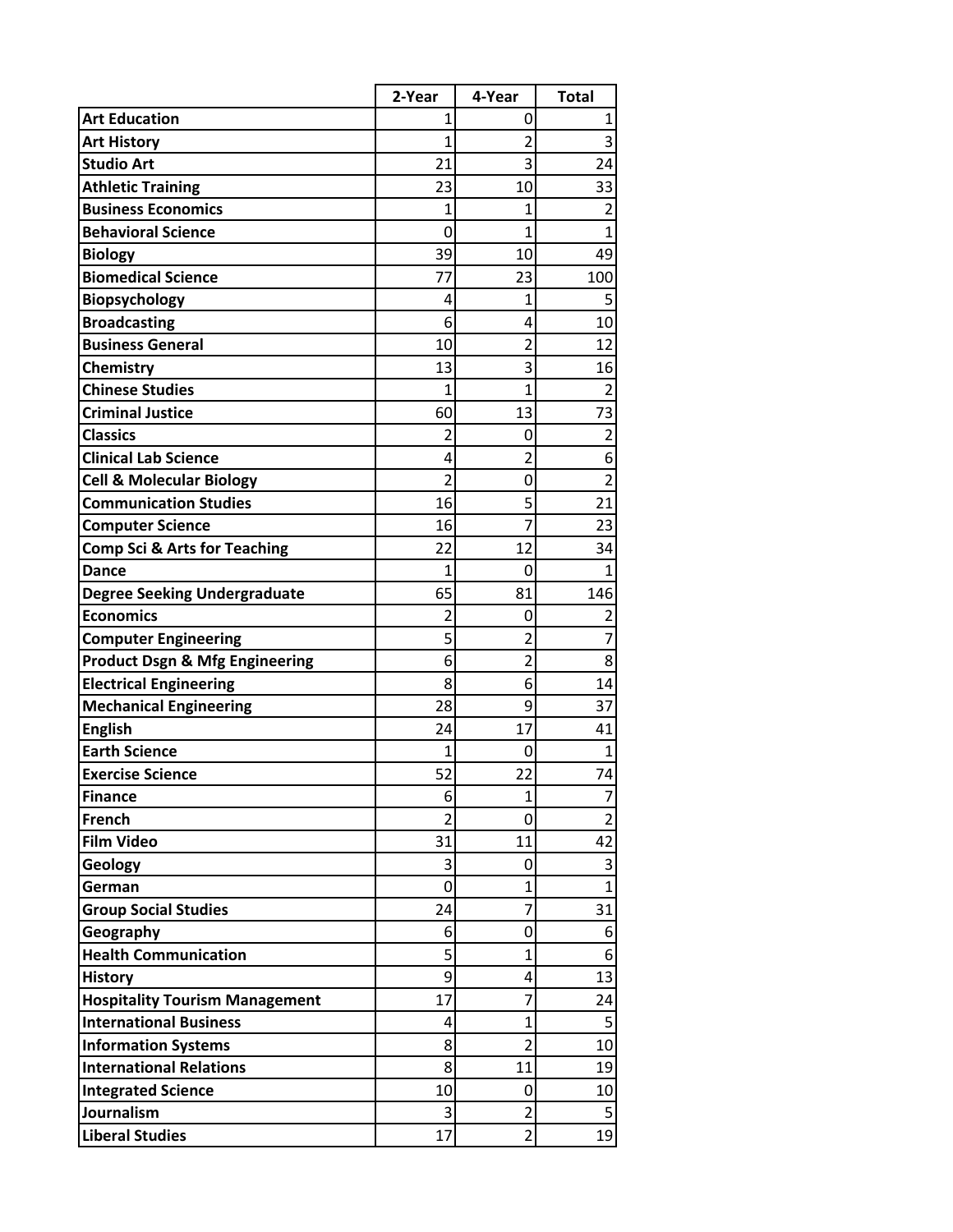| | 2-Year | 4-Year | Total |
|---|---|---|---|
| **Art Education** | 1 | 0 | 1 |
| **Art History** | 1 | 2 | 3 |
| **Studio Art** | 21 | 3 | 24 |
| **Athletic Training** | 23 | 10 | 33 |
| **Business Economics** | 1 | 1 | 2 |
| **Behavioral Science** | 0 | 1 | 1 |
| **Biology** | 39 | 10 | 49 |
| **Biomedical Science** | 77 | 23 | 100 |
| **Biopsychology** | 4 | 1 | 5 |
| **Broadcasting** | 6 | 4 | 10 |
| **Business General** | 10 | 2 | 12 |
| **Chemistry** | 13 | 3 | 16 |
| **Chinese Studies** | 1 | 1 | 2 |
| **Criminal Justice** | 60 | 13 | 73 |
| **Classics** | 2 | 0 | 2 |
| **Clinical Lab Science** | 4 | 2 | 6 |
| **Cell & Molecular Biology** | 2 | 0 | 2 |
| **Communication Studies** | 16 | 5 | 21 |
| **Computer Science** | 16 | 7 | 23 |
| **Comp Sci & Arts for Teaching** | 22 | 12 | 34 |
| **Dance** | 1 | 0 | 1 |
| **Degree Seeking Undergraduate** | 65 | 81 | 146 |
| **Economics** | 2 | 0 | 2 |
| **Computer Engineering** | 5 | 2 | 7 |
| **Product Dsgn & Mfg Engineering** | 6 | 2 | 8 |
| **Electrical Engineering** | 8 | 6 | 14 |
| **Mechanical Engineering** | 28 | 9 | 37 |
| **English** | 24 | 17 | 41 |
| **Earth Science** | 1 | 0 | 1 |
| **Exercise Science** | 52 | 22 | 74 |
| **Finance** | 6 | 1 | 7 |
| **French** | 2 | 0 | 2 |
| **Film Video** | 31 | 11 | 42 |
| **Geology** | 3 | 0 | 3 |
| **German** | 0 | 1 | 1 |
| **Group Social Studies** | 24 | 7 | 31 |
| **Geography** | 6 | 0 | 6 |
| **Health Communication** | 5 | 1 | 6 |
| **History** | 9 | 4 | 13 |
| **Hospitality Tourism Management** | 17 | 7 | 24 |
| **International Business** | 4 | 1 | 5 |
| **Information Systems** | 8 | 2 | 10 |
| **International Relations** | 8 | 11 | 19 |
| **Integrated Science** | 10 | 0 | 10 |
| **Journalism** | 3 | 2 | 5 |
| **Liberal Studies** | 17 | 2 | 19 |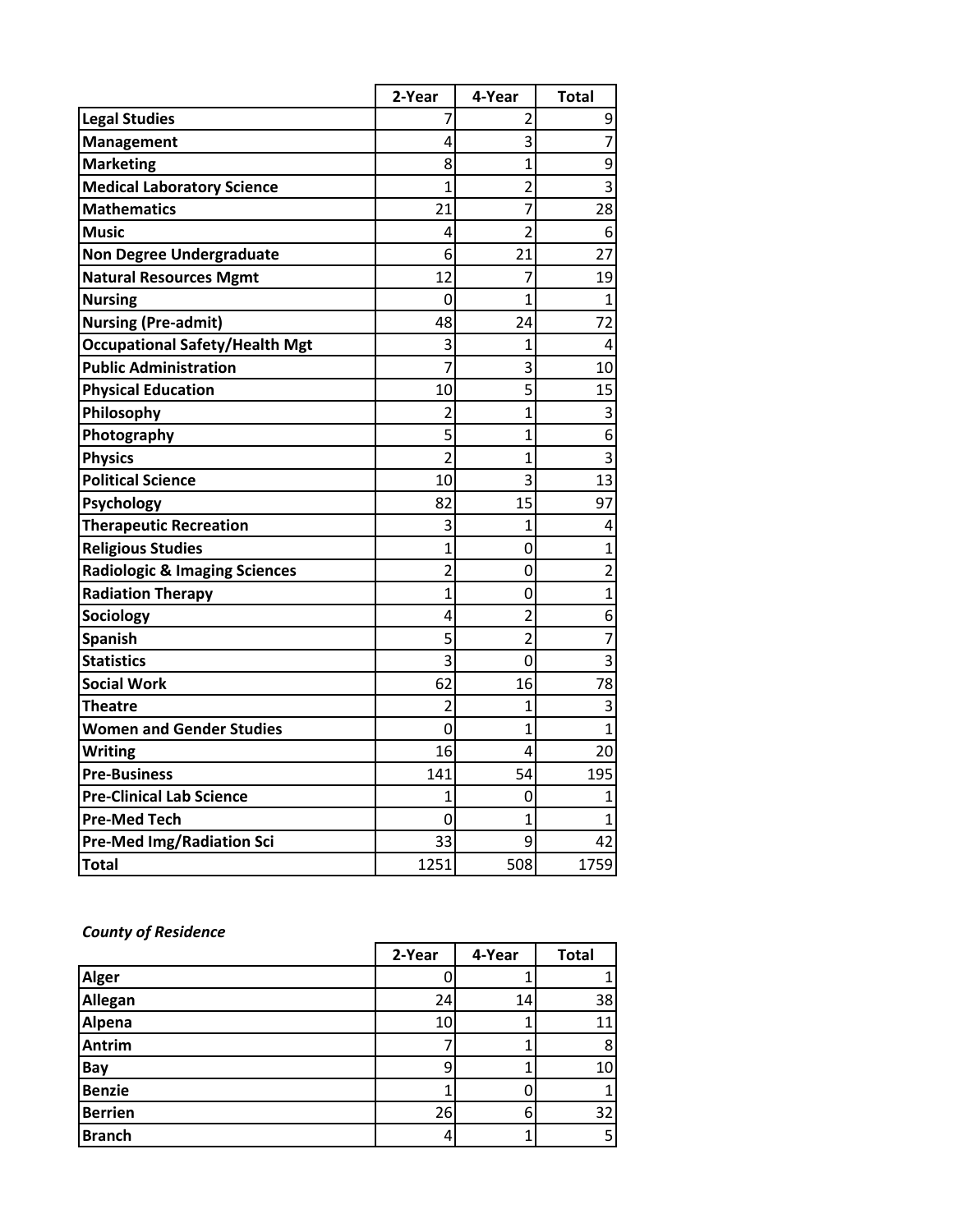| | 2-Year | 4-Year | Total |
|---|---|---|---|
| **Legal Studies** | 7 | 2 | 9 |
| **Management** | 4 | 3 | 7 |
| **Marketing** | 8 | 1 | 9 |
| **Medical Laboratory Science** | 1 | 2 | 3 |
| **Mathematics** | 21 | 7 | 28 |
| **Music** | 4 | 2 | 6 |
| **Non Degree Undergraduate** | 6 | 21 | 27 |
| **Natural Resources Mgmt** | 12 | 7 | 19 |
| **Nursing** | 0 | 1 | 1 |
| **Nursing (Pre-admit)** | 48 | 24 | 72 |
| **Occupational Safety/Health Mgt** | 3 | 1 | 4 |
| **Public Administration** | 7 | 3 | 10 |
| **Physical Education** | 10 | 5 | 15 |
| **Philosophy** | 2 | 1 | 3 |
| **Photography** | 5 | 1 | 6 |
| **Physics** | 2 | 1 | 3 |
| **Political Science** | 10 | 3 | 13 |
| **Psychology** | 82 | 15 | 97 |
| **Therapeutic Recreation** | 3 | 1 | 4 |
| **Religious Studies** | 1 | 0 | 1 |
| **Radiologic & Imaging Sciences** | 2 | 0 | 2 |
| **Radiation Therapy** | 1 | 0 | 1 |
| **Sociology** | 4 | 2 | 6 |
| **Spanish** | 5 | 2 | 7 |
| **Statistics** | 3 | 0 | 3 |
| **Social Work** | 62 | 16 | 78 |
| **Theatre** | 2 | 1 | 3 |
| **Women and Gender Studies** | 0 | 1 | 1 |
| **Writing** | 16 | 4 | 20 |
| **Pre-Business** | 141 | 54 | 195 |
| **Pre-Clinical Lab Science** | 1 | 0 | 1 |
| **Pre-Med Tech** | 0 | 1 | 1 |
| **Pre-Med Img/Radiation Sci** | 33 | 9 | 42 |
| **Total** | 1251 | 508 | 1759 |

***County of Residence***

| | 2-Year | 4-Year | Total |
|---|---|---|---|
| **Alger** | 0 | 1 | 1 |
| **Allegan** | 24 | 14 | 38 |
| **Alpena** | 10 | 1 | 11 |
| **Antrim** | 7 | 1 | 8 |
| **Bay** | 9 | 1 | 10 |
| **Benzie** | 1 | 0 | 1 |
| **Berrien** | 26 | 6 | 32 |
| **Branch** | 4 | 1 | 5 |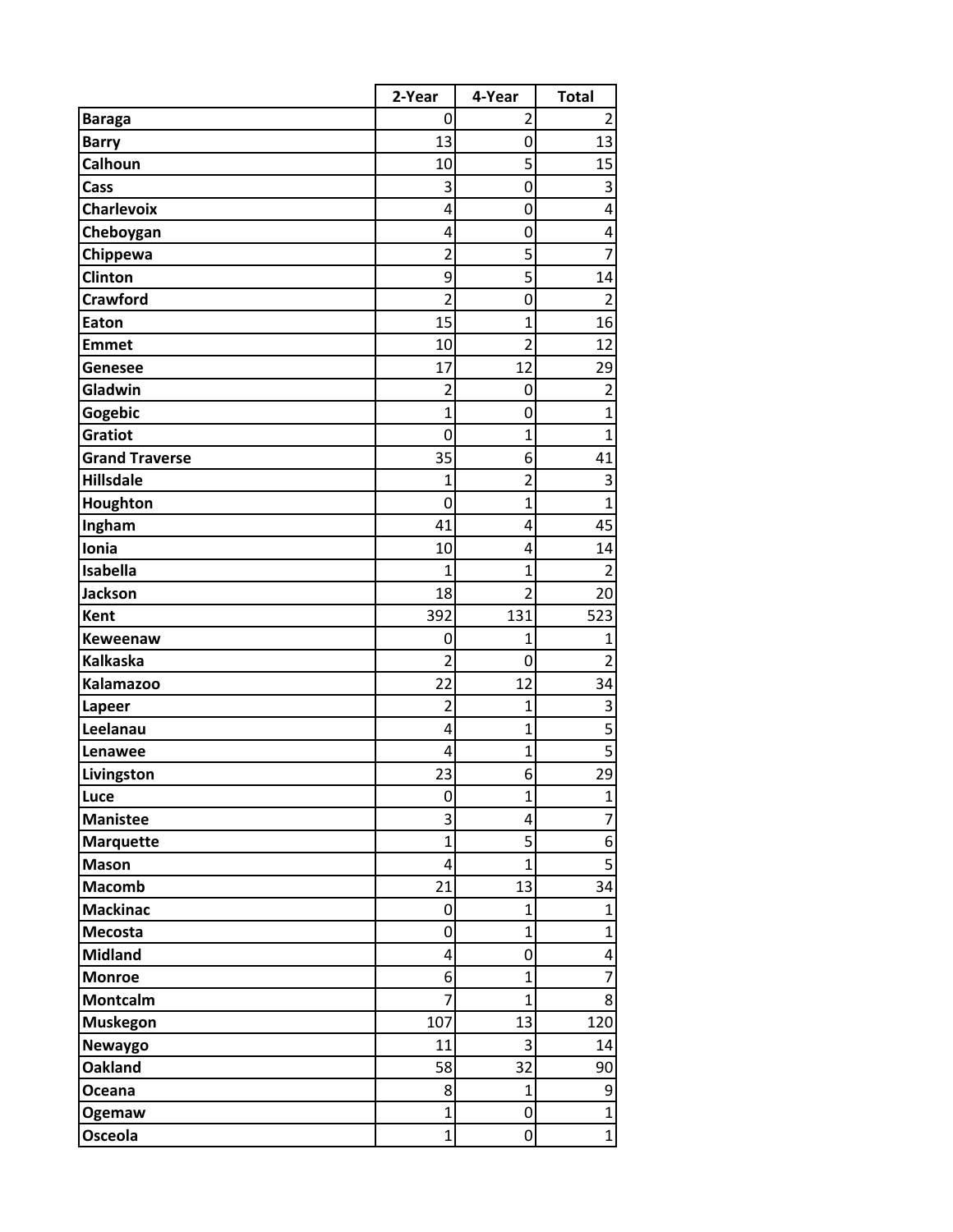| | 2-Year | 4-Year | Total |
|---|---|---|---|
| **Baraga** | 0 | 2 | 2 |
| **Barry** | 13 | 0 | 13 |
| **Calhoun** | 10 | 5 | 15 |
| **Cass** | 3 | 0 | 3 |
| **Charlevoix** | 4 | 0 | 4 |
| **Cheboygan** | 4 | 0 | 4 |
| **Chippewa** | 2 | 5 | 7 |
| **Clinton** | 9 | 5 | 14 |
| **Crawford** | 2 | 0 | 2 |
| **Eaton** | 15 | 1 | 16 |
| **Emmet** | 10 | 2 | 12 |
| **Genesee** | 17 | 12 | 29 |
| **Gladwin** | 2 | 0 | 2 |
| **Gogebic** | 1 | 0 | 1 |
| **Gratiot** | 0 | 1 | 1 |
| **Grand Traverse** | 35 | 6 | 41 |
| **Hillsdale** | 1 | 2 | 3 |
| **Houghton** | 0 | 1 | 1 |
| **Ingham** | 41 | 4 | 45 |
| **Ionia** | 10 | 4 | 14 |
| **Isabella** | 1 | 1 | 2 |
| **Jackson** | 18 | 2 | 20 |
| **Kent** | 392 | 131 | 523 |
| **Keweenaw** | 0 | 1 | 1 |
| **Kalkaska** | 2 | 0 | 2 |
| **Kalamazoo** | 22 | 12 | 34 |
| **Lapeer** | 2 | 1 | 3 |
| **Leelanau** | 4 | 1 | 5 |
| **Lenawee** | 4 | 1 | 5 |
| **Livingston** | 23 | 6 | 29 |
| **Luce** | 0 | 1 | 1 |
| **Manistee** | 3 | 4 | 7 |
| **Marquette** | 1 | 5 | 6 |
| **Mason** | 4 | 1 | 5 |
| **Macomb** | 21 | 13 | 34 |
| **Mackinac** | 0 | 1 | 1 |
| **Mecosta** | 0 | 1 | 1 |
| **Midland** | 4 | 0 | 4 |
| **Monroe** | 6 | 1 | 7 |
| **Montcalm** | 7 | 1 | 8 |
| **Muskegon** | 107 | 13 | 120 |
| **Newaygo** | 11 | 3 | 14 |
| **Oakland** | 58 | 32 | 90 |
| **Oceana** | 8 | 1 | 9 |
| **Ogemaw** | 1 | 0 | 1 |
| **Osceola** | 1 | 0 | 1 |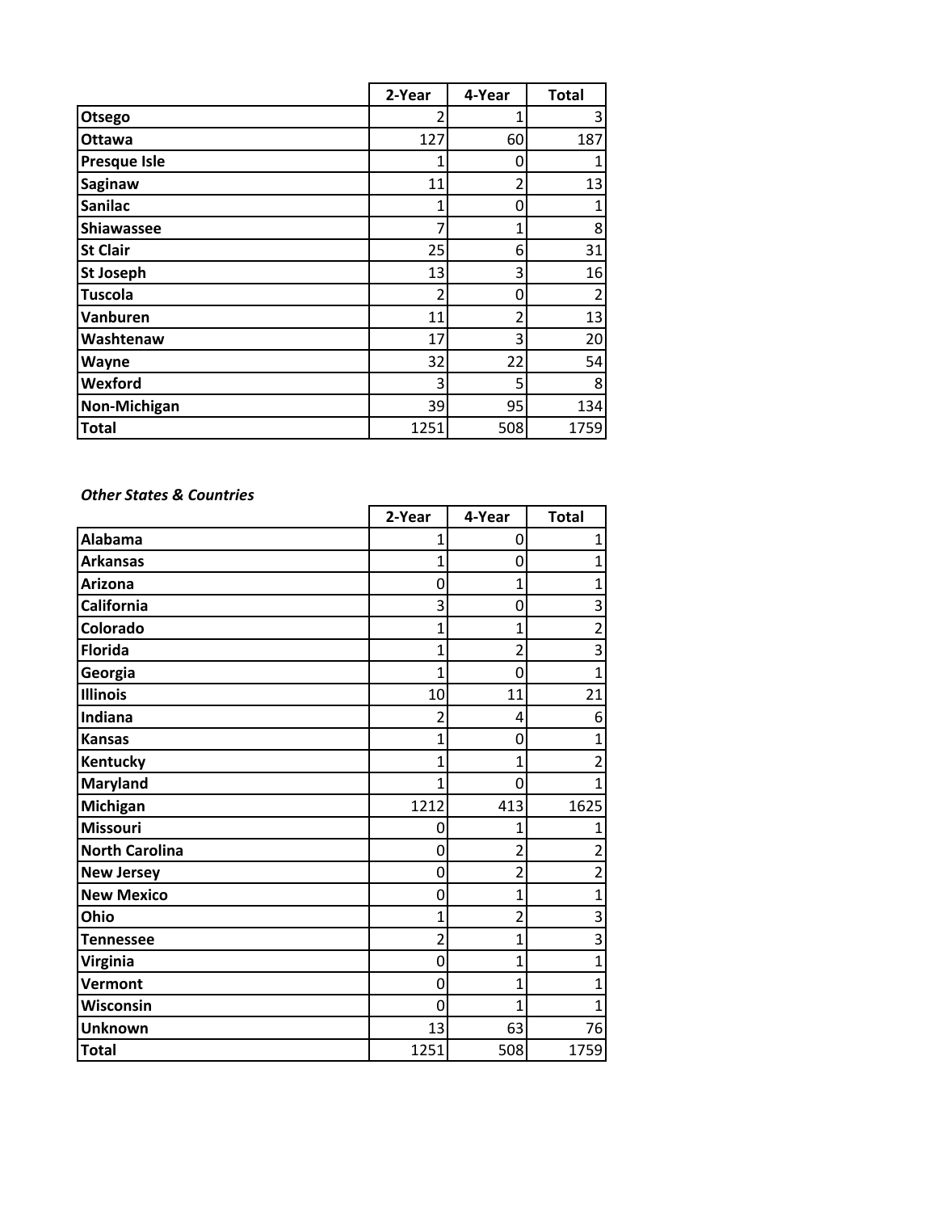| | 2-Year | 4-Year | Total |
|---|---|---|---|
| **Otsego** | 2 | 1 | 3 |
| **Ottawa** | 127 | 60 | 187 |
| **Presque Isle** | 1 | 0 | 1 |
| **Saginaw** | 11 | 2 | 13 |
| **Sanilac** | 1 | 0 | 1 |
| **Shiawassee** | 7 | 1 | 8 |
| **St Clair** | 25 | 6 | 31 |
| **St Joseph** | 13 | 3 | 16 |
| **Tuscola** | 2 | 0 | 2 |
| **Vanburen** | 11 | 2 | 13 |
| **Washtenaw** | 17 | 3 | 20 |
| **Wayne** | 32 | 22 | 54 |
| **Wexford** | 3 | 5 | 8 |
| **Non-Michigan** | 39 | 95 | 134 |
| **Total** | 1251 | 508 | 1759 |

***Other States & Countries***

| | 2-Year | 4-Year | Total |
|---|---|---|---|
| **Alabama** | 1 | 0 | 1 |
| **Arkansas** | 1 | 0 | 1 |
| **Arizona** | 0 | 1 | 1 |
| **California** | 3 | 0 | 3 |
| **Colorado** | 1 | 1 | 2 |
| **Florida** | 1 | 2 | 3 |
| **Georgia** | 1 | 0 | 1 |
| **Illinois** | 10 | 11 | 21 |
| **Indiana** | 2 | 4 | 6 |
| **Kansas** | 1 | 0 | 1 |
| **Kentucky** | 1 | 1 | 2 |
| **Maryland** | 1 | 0 | 1 |
| **Michigan** | 1212 | 413 | 1625 |
| **Missouri** | 0 | 1 | 1 |
| **North Carolina** | 0 | 2 | 2 |
| **New Jersey** | 0 | 2 | 2 |
| **New Mexico** | 0 | 1 | 1 |
| **Ohio** | 1 | 2 | 3 |
| **Tennessee** | 2 | 1 | 3 |
| **Virginia** | 0 | 1 | 1 |
| **Vermont** | 0 | 1 | 1 |
| **Wisconsin** | 0 | 1 | 1 |
| **Unknown** | 13 | 63 | 76 |
| **Total** | 1251 | 508 | 1759 |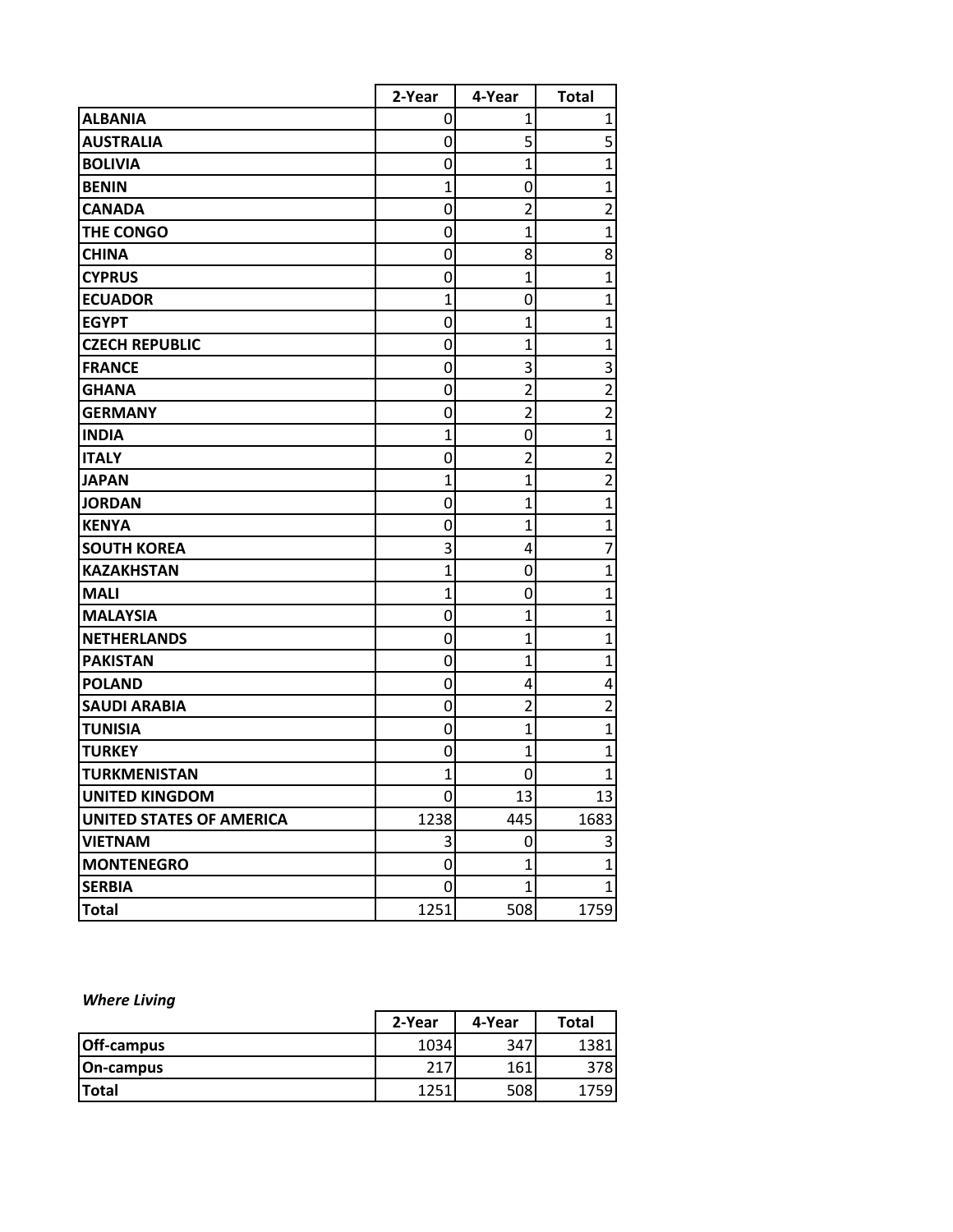| | 2-Year | 4-Year | Total |
|---|---|---|---|
| **ALBANIA** | 0 | 1 | 1 |
| **AUSTRALIA** | 0 | 5 | 5 |
| **BOLIVIA** | 0 | 1 | 1 |
| **BENIN** | 1 | 0 | 1 |
| **CANADA** | 0 | 2 | 2 |
| **THE CONGO** | 0 | 1 | 1 |
| **CHINA** | 0 | 8 | 8 |
| **CYPRUS** | 0 | 1 | 1 |
| **ECUADOR** | 1 | 0 | 1 |
| **EGYPT** | 0 | 1 | 1 |
| **CZECH REPUBLIC** | 0 | 1 | 1 |
| **FRANCE** | 0 | 3 | 3 |
| **GHANA** | 0 | 2 | 2 |
| **GERMANY** | 0 | 2 | 2 |
| **INDIA** | 1 | 0 | 1 |
| **ITALY** | 0 | 2 | 2 |
| **JAPAN** | 1 | 1 | 2 |
| **JORDAN** | 0 | 1 | 1 |
| **KENYA** | 0 | 1 | 1 |
| **SOUTH KOREA** | 3 | 4 | 7 |
| **KAZAKHSTAN** | 1 | 0 | 1 |
| **MALI** | 1 | 0 | 1 |
| **MALAYSIA** | 0 | 1 | 1 |
| **NETHERLANDS** | 0 | 1 | 1 |
| **PAKISTAN** | 0 | 1 | 1 |
| **POLAND** | 0 | 4 | 4 |
| **SAUDI ARABIA** | 0 | 2 | 2 |
| **TUNISIA** | 0 | 1 | 1 |
| **TURKEY** | 0 | 1 | 1 |
| **TURKMENISTAN** | 1 | 0 | 1 |
| **UNITED KINGDOM** | 0 | 13 | 13 |
| **UNITED STATES OF AMERICA** | 1238 | 445 | 1683 |
| **VIETNAM** | 3 | 0 | 3 |
| **MONTENEGRO** | 0 | 1 | 1 |
| **SERBIA** | 0 | 1 | 1 |
| **Total** | 1251 | 508 | 1759 |

***Where Living***

| | 2-Year | 4-Year | Total |
|---|---|---|---|
| **Off-campus** | 1034 | 347 | 1381 |
| **On-campus** | 217 | 161 | 378 |
| **Total** | 1251 | 508 | 1759 |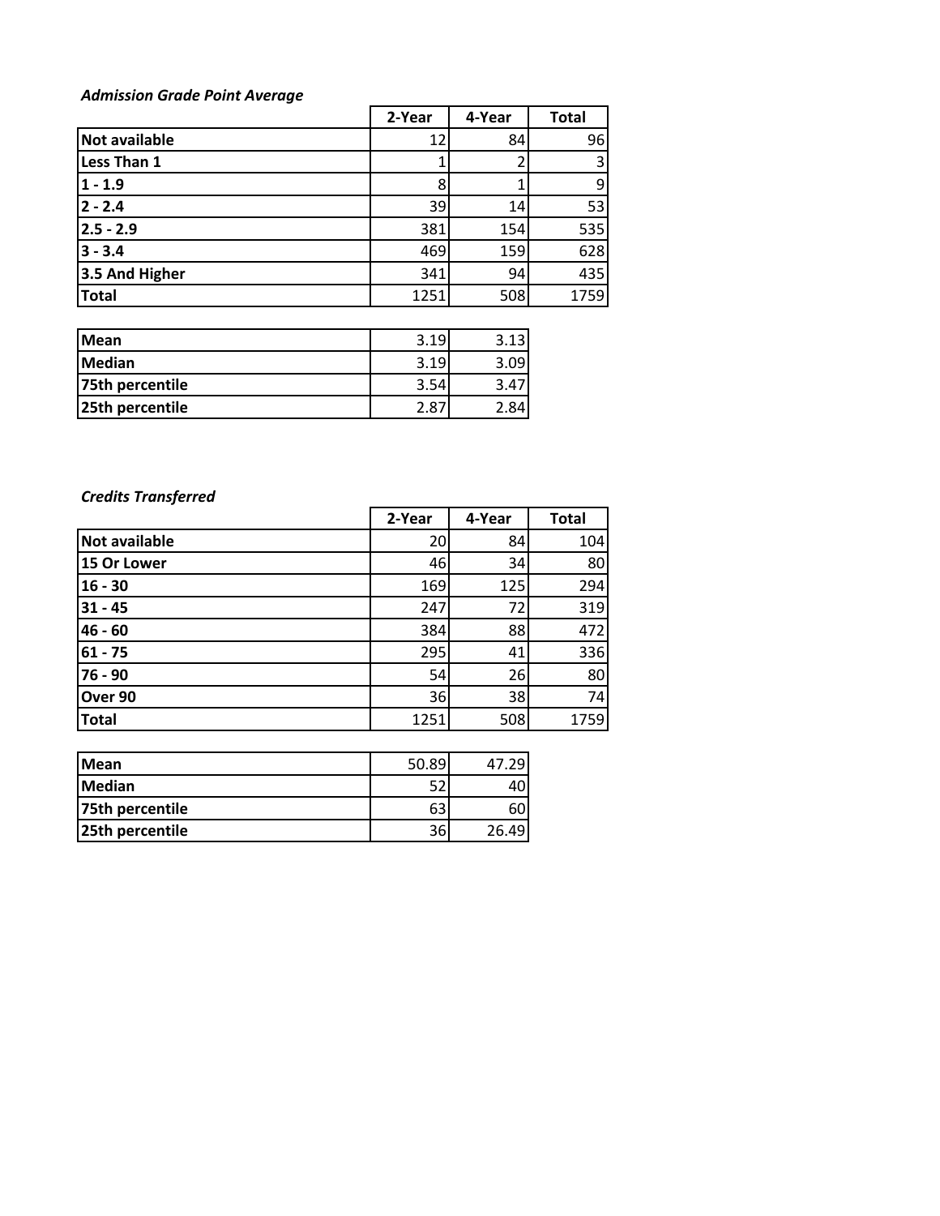*Admission Grade Point Average*

| | 2-Year | 4-Year | Total |
|---|---|---|---|
| **Not available** | 12 | 84 | 96 |
| **Less Than 1** | 1 | 2 | 3 |
| **1 - 1.9** | 8 | 1 | 9 |
| **2 - 2.4** | 39 | 14 | 53 |
| **2.5 - 2.9** | 381 | 154 | 535 |
| **3 - 3.4** | 469 | 159 | 628 |
| **3.5 And Higher** | 341 | 94 | 435 |
| **Total** | 1251 | 508 | 1759 |

| | | |
|---|---|---|
| **Mean** | 3.19 | 3.13 |
| **Median** | 3.19 | 3.09 |
| **75th percentile** | 3.54 | 3.47 |
| **25th percentile** | 2.87 | 2.84 |

*Credits Transferred*

| | 2-Year | 4-Year | Total |
|---|---|---|---|
| **Not available** | 20 | 84 | 104 |
| **15 Or Lower** | 46 | 34 | 80 |
| **16 - 30** | 169 | 125 | 294 |
| **31 - 45** | 247 | 72 | 319 |
| **46 - 60** | 384 | 88 | 472 |
| **61 - 75** | 295 | 41 | 336 |
| **76 - 90** | 54 | 26 | 80 |
| **Over 90** | 36 | 38 | 74 |
| **Total** | 1251 | 508 | 1759 |

| | | |
|---|---|---|
| **Mean** | 50.89 | 47.29 |
| **Median** | 52 | 40 |
| **75th percentile** | 63 | 60 |
| **25th percentile** | 36 | 26.49 |